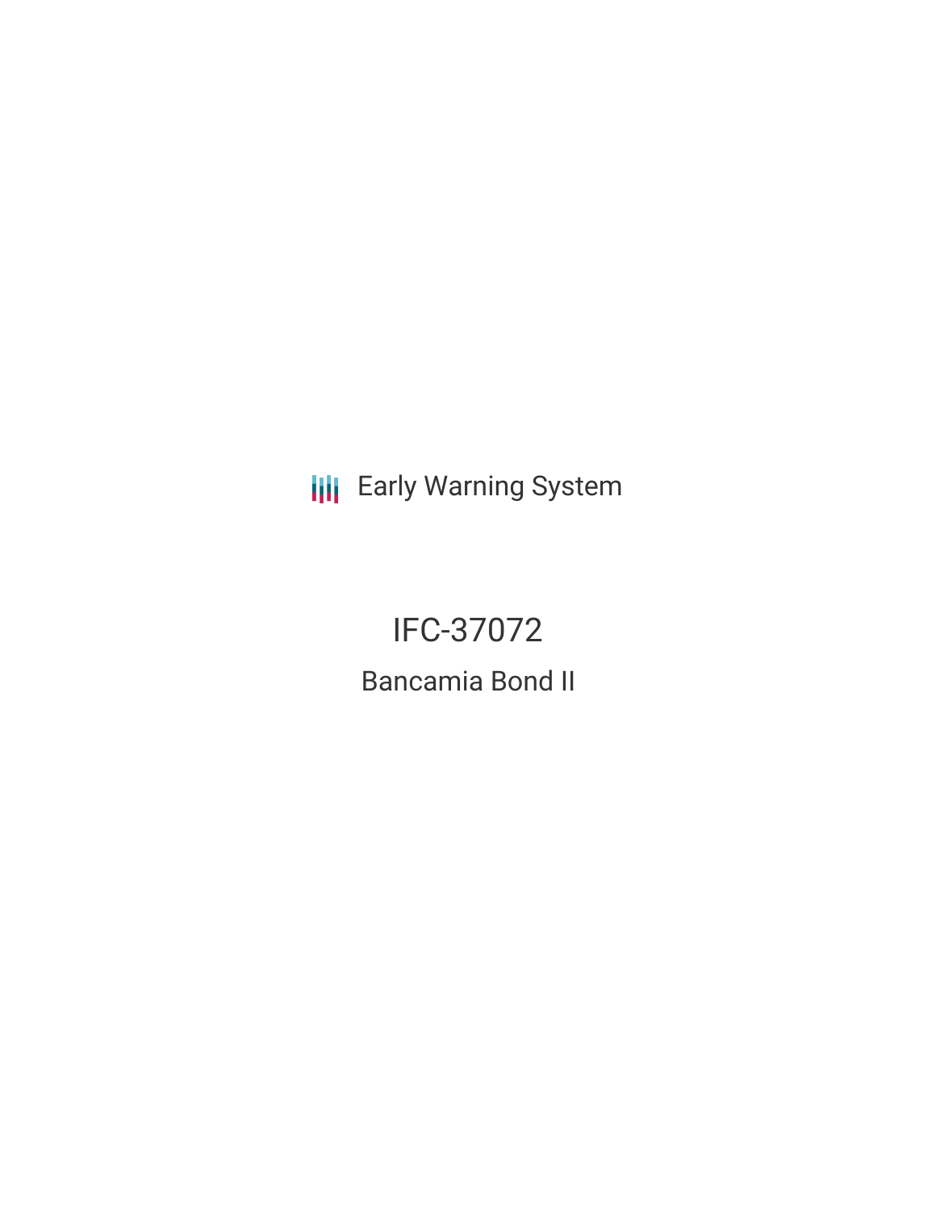Early Warning System

# IFC-37072

## Bancamia Bond II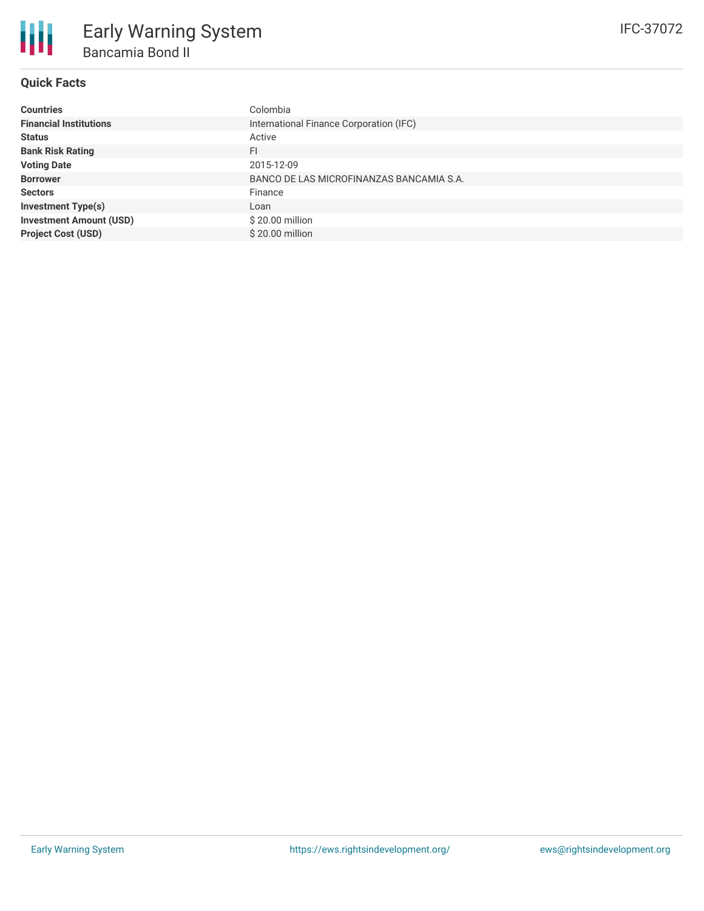# Early Warning System

## Bancamia Bond II

IFC-37072

### Quick Facts

| | |
|---|---|
| **Countries** | Colombia |
| **Financial Institutions** | International Finance Corporation (IFC) |
| **Status** | Active |
| **Bank Risk Rating** | FI |
| **Voting Date** | 2015-12-09 |
| **Borrower** | BANCO DE LAS MICROFINANZAS BANCAMIA S.A. |
| **Sectors** | Finance |
| **Investment Type(s)** | Loan |
| **Investment Amount (USD)** | $ 20.00 million |
| **Project Cost (USD)** | $ 20.00 million |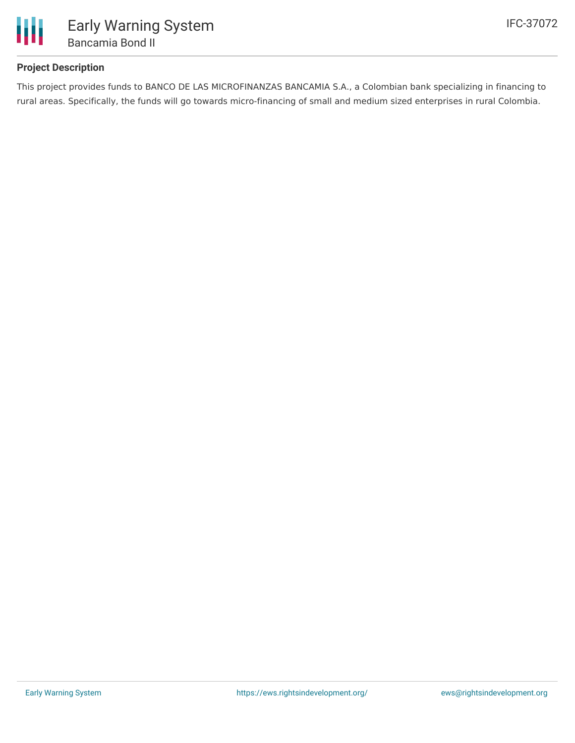## Project Description

This project provides funds to BANCO DE LAS MICROFINANZAS BANCAMIA S.A., a Colombian bank specializing in financing to rural areas. Specifically, the funds will go towards micro-financing of small and medium sized enterprises in rural Colombia.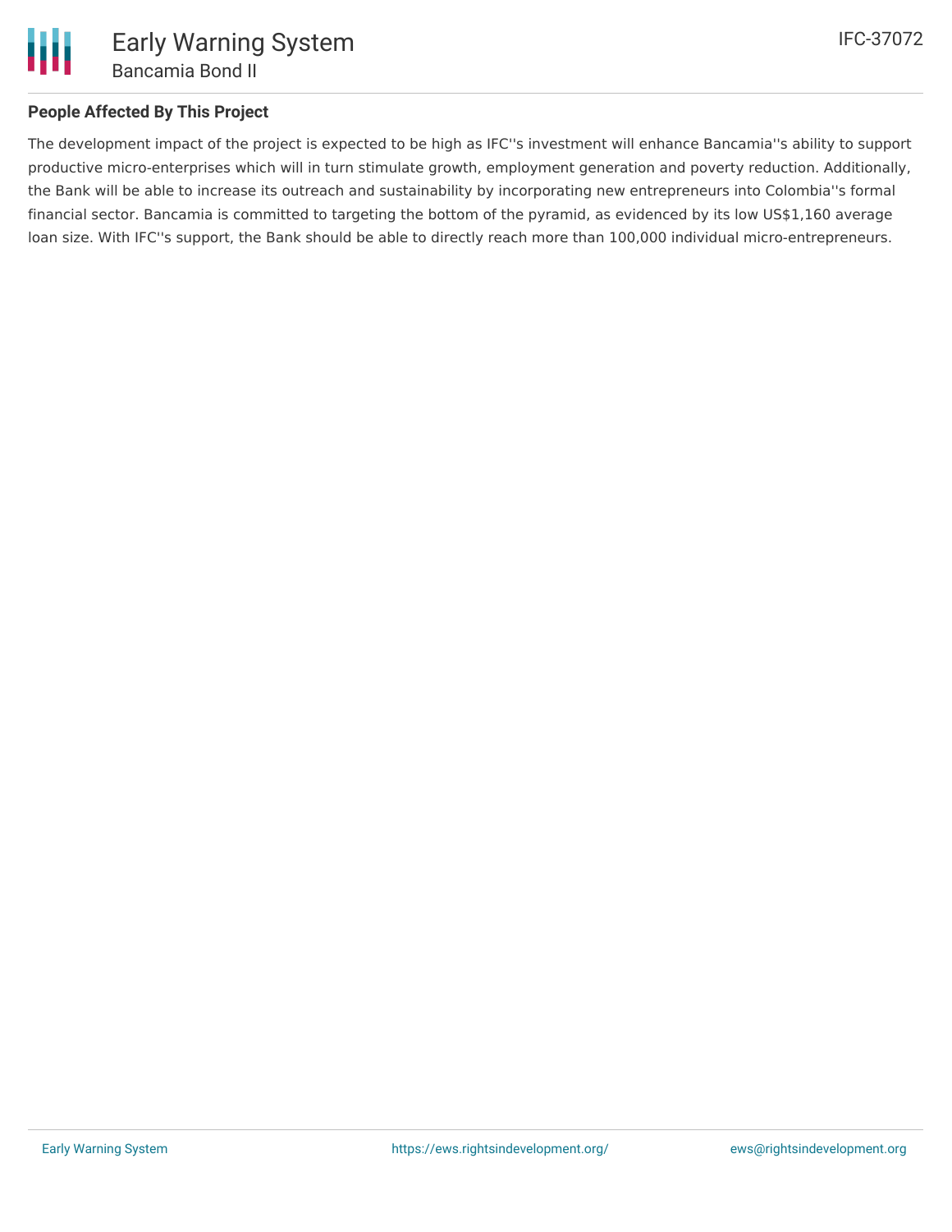## People Affected By This Project

The development impact of the project is expected to be high as IFC''s investment will enhance Bancamia''s ability to support productive micro-enterprises which will in turn stimulate growth, employment generation and poverty reduction. Additionally, the Bank will be able to increase its outreach and sustainability by incorporating new entrepreneurs into Colombia''s formal financial sector. Bancamia is committed to targeting the bottom of the pyramid, as evidenced by its low US$1,160 average loan size. With IFC''s support, the Bank should be able to directly reach more than 100,000 individual micro-entrepreneurs.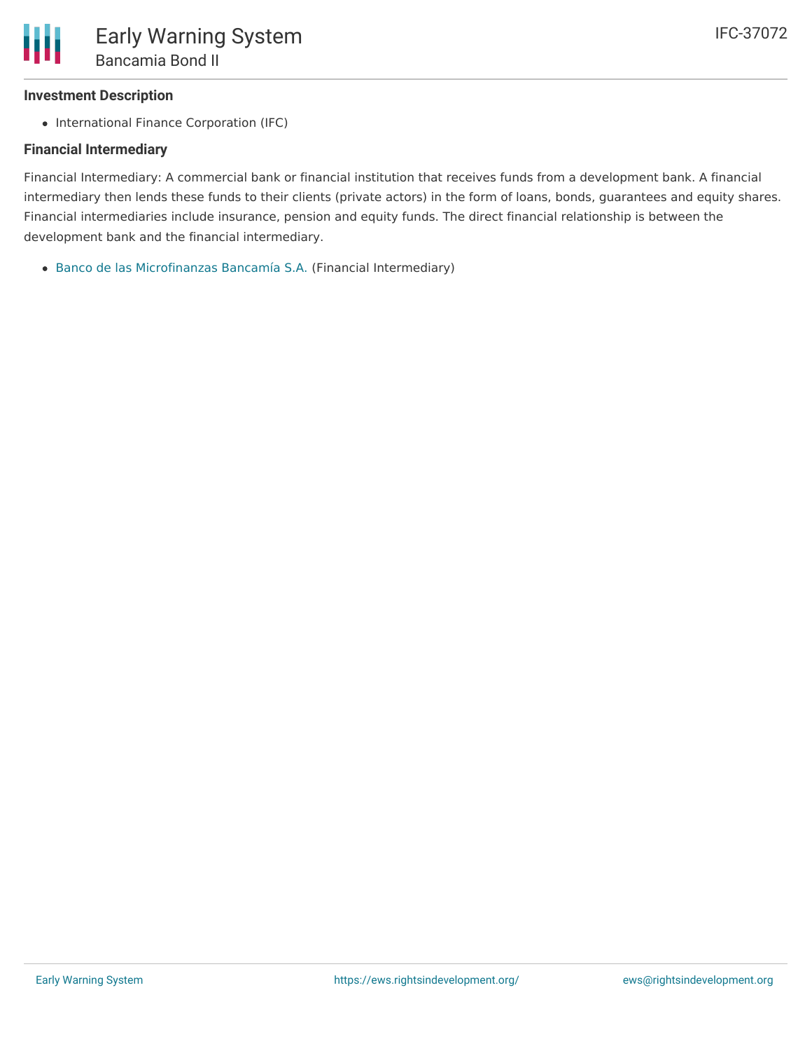### Investment Description

- International Finance Corporation (IFC)

### Financial Intermediary

Financial Intermediary: A commercial bank or financial institution that receives funds from a development bank. A financial intermediary then lends these funds to their clients (private actors) in the form of loans, bonds, guarantees and equity shares. Financial intermediaries include insurance, pension and equity funds. The direct financial relationship is between the development bank and the financial intermediary.

- Banco de las Microfinanzas Bancamía S.A. (Financial Intermediary)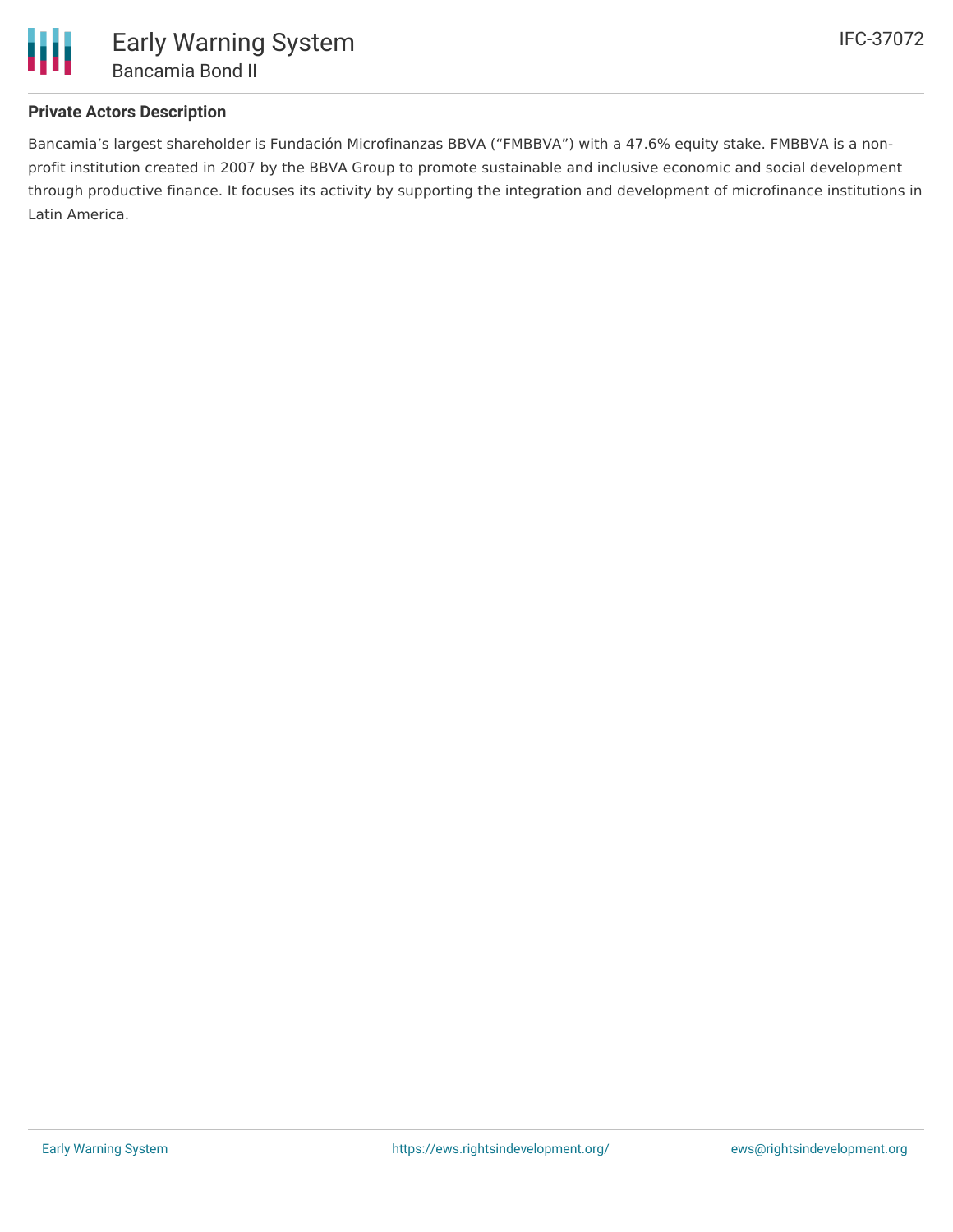### Private Actors Description

Bancamia's largest shareholder is Fundación Microfinanzas BBVA ("FMBBVA") with a 47.6% equity stake. FMBBVA is a non-profit institution created in 2007 by the BBVA Group to promote sustainable and inclusive economic and social development through productive finance. It focuses its activity by supporting the integration and development of microfinance institutions in Latin America.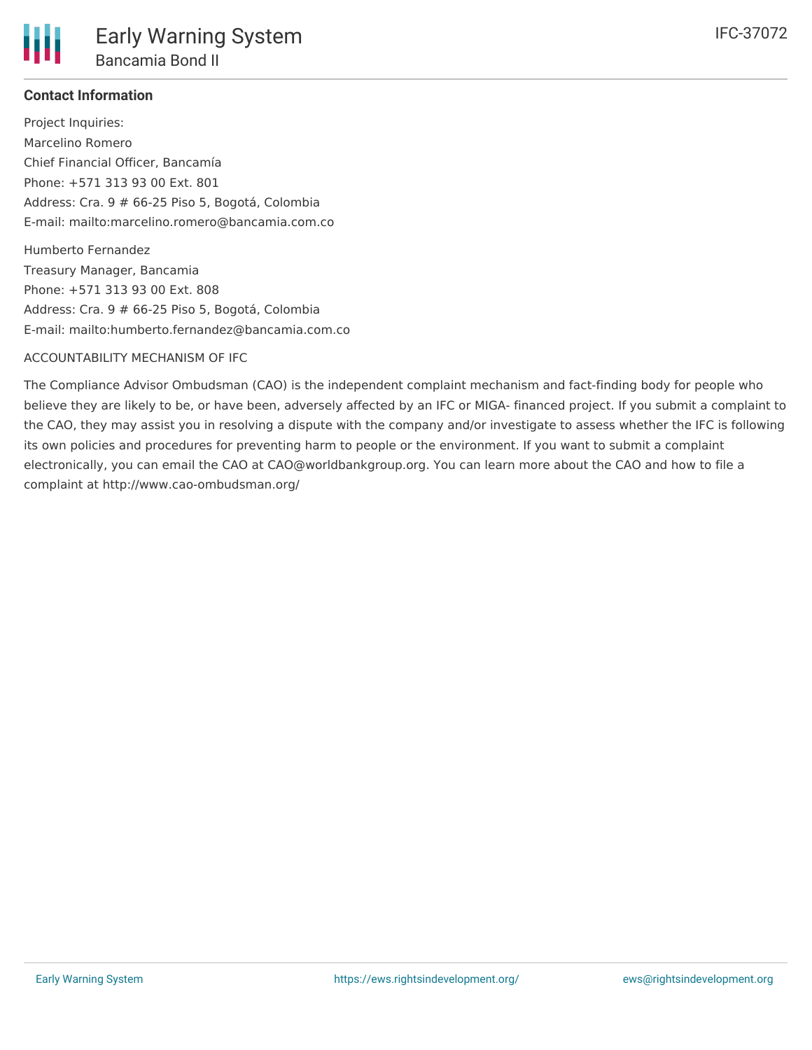**Contact Information**

Project Inquiries:
Marcelino Romero
Chief Financial Officer, Bancamía
Phone: +571 313 93 00 Ext. 801
Address: Cra. 9 # 66-25 Piso 5, Bogotá, Colombia
E-mail: mailto:marcelino.romero@bancamia.com.co

Humberto Fernandez
Treasury Manager, Bancamia
Phone: +571 313 93 00 Ext. 808
Address: Cra. 9 # 66-25 Piso 5, Bogotá, Colombia
E-mail: mailto:humberto.fernandez@bancamia.com.co

ACCOUNTABILITY MECHANISM OF IFC

The Compliance Advisor Ombudsman (CAO) is the independent complaint mechanism and fact-finding body for people who believe they are likely to be, or have been, adversely affected by an IFC or MIGA- financed project. If you submit a complaint to the CAO, they may assist you in resolving a dispute with the company and/or investigate to assess whether the IFC is following its own policies and procedures for preventing harm to people or the environment. If you want to submit a complaint electronically, you can email the CAO at CAO@worldbankgroup.org. You can learn more about the CAO and how to file a complaint at http://www.cao-ombudsman.org/